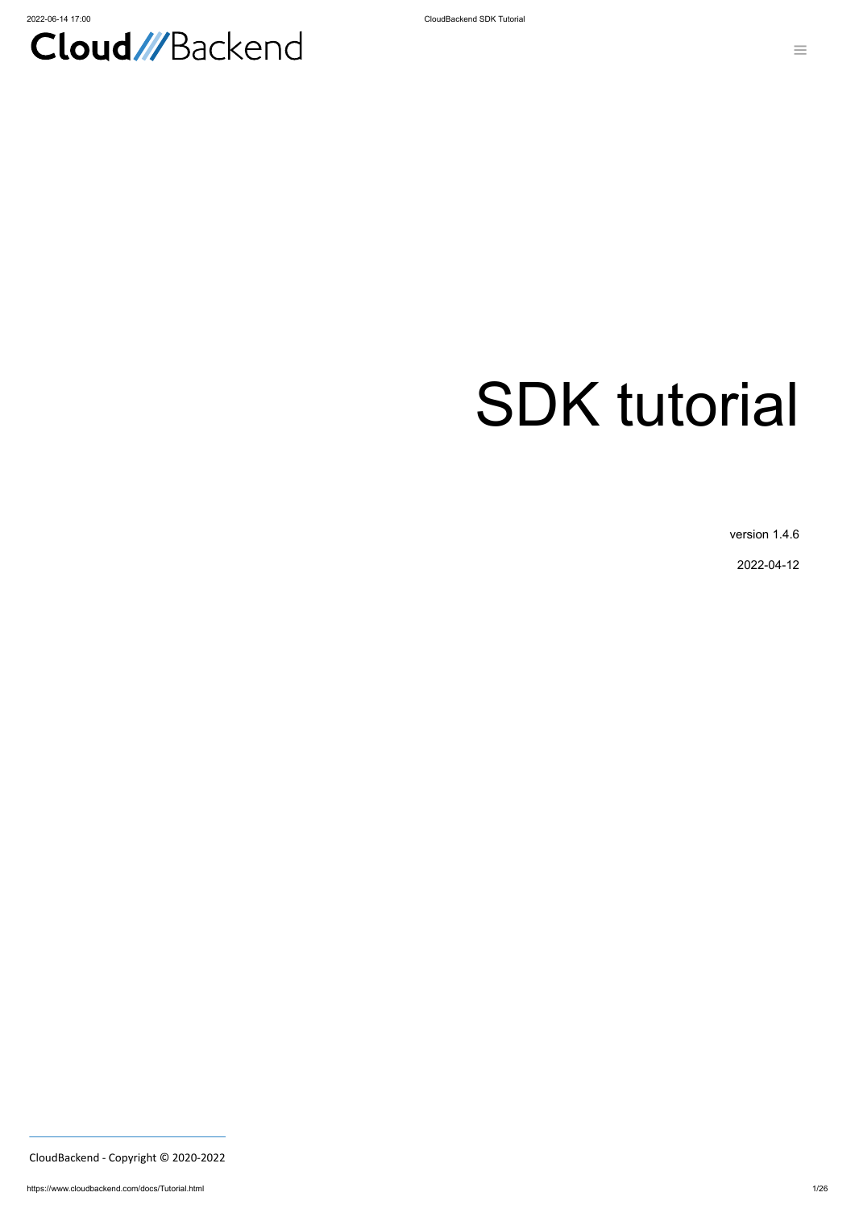CloudBackend

# SDK tutorial

version 1.4.6

2022-04-12

CloudBackend - Copyright © 2020-2022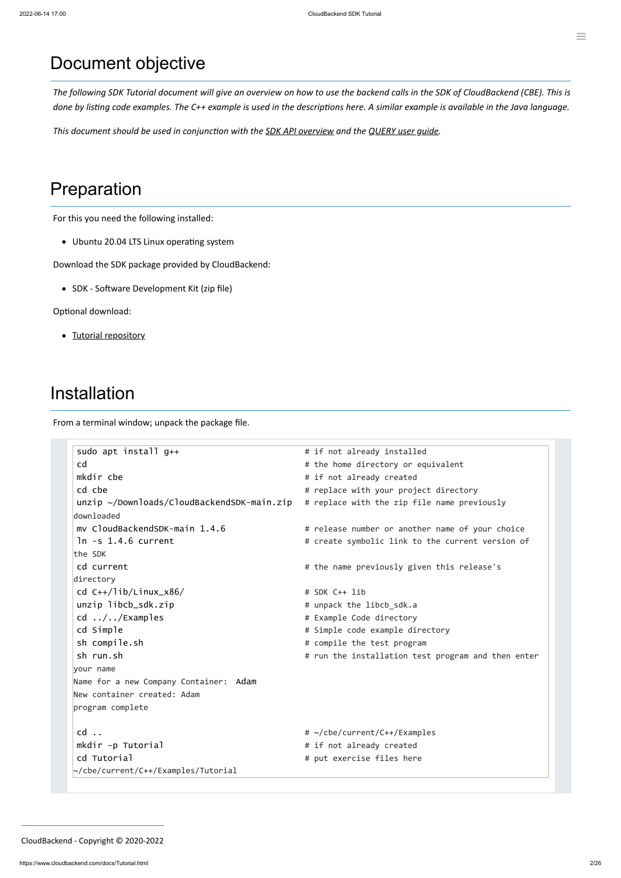# Document objective

*The following SDK Tutorial document will give an overview on how to use the backend calls in the SDK of CloudBackend (CBE). This is done by listing code examples. The C++ example is used in the descriptions here. A similar example is available in the Java language.*

*This document should be used in conjunction with the SDK API overview and the QUERY user guide.*

# Preparation

For this you need the following installed:

- Ubuntu 20.04 LTS Linux operating system

Download the SDK package provided by CloudBackend:

- SDK - Software Development Kit (zip file)

Optional download:

- Tutorial repository

# Installation

From a terminal window; unpack the package file.

```
 sudo apt install g++                         # if not already installed
 cd                                           # the home directory or equivalent
 mkdir cbe                                    # if not already created
 cd cbe                                       # replace with your project directory
 unzip ~/Downloads/CloudBackendSDK-main.zip   # replace with the zip file name previously
downloaded
 mv CloudBackendSDK-main 1.4.6                # release number or another name of your choice
 ln -s 1.4.6 current                          # create symbolic link to the current version of
the SDK
 cd current                                   # the name previously given this release's
directory
 cd C++/lib/Linux_x86/                        # SDK C++ lib
 unzip libcb_sdk.zip                          # unpack the libcb_sdk.a
 cd ../../Examples                            # Example Code directory
 cd Simple                                    # Simple code example directory
 sh compile.sh                                # compile the test program
 sh run.sh                                    # run the installation test program and then enter
your name
Name for a new Company Container:  Adam
New container created: Adam
program complete

 cd ..                                        # ~/cbe/current/C++/Examples
 mkdir -p Tutorial                            # if not already created
 cd Tutorial                                  # put exercise files here
~/cbe/current/C++/Examples/Tutorial
```

CloudBackend - Copyright © 2020-2022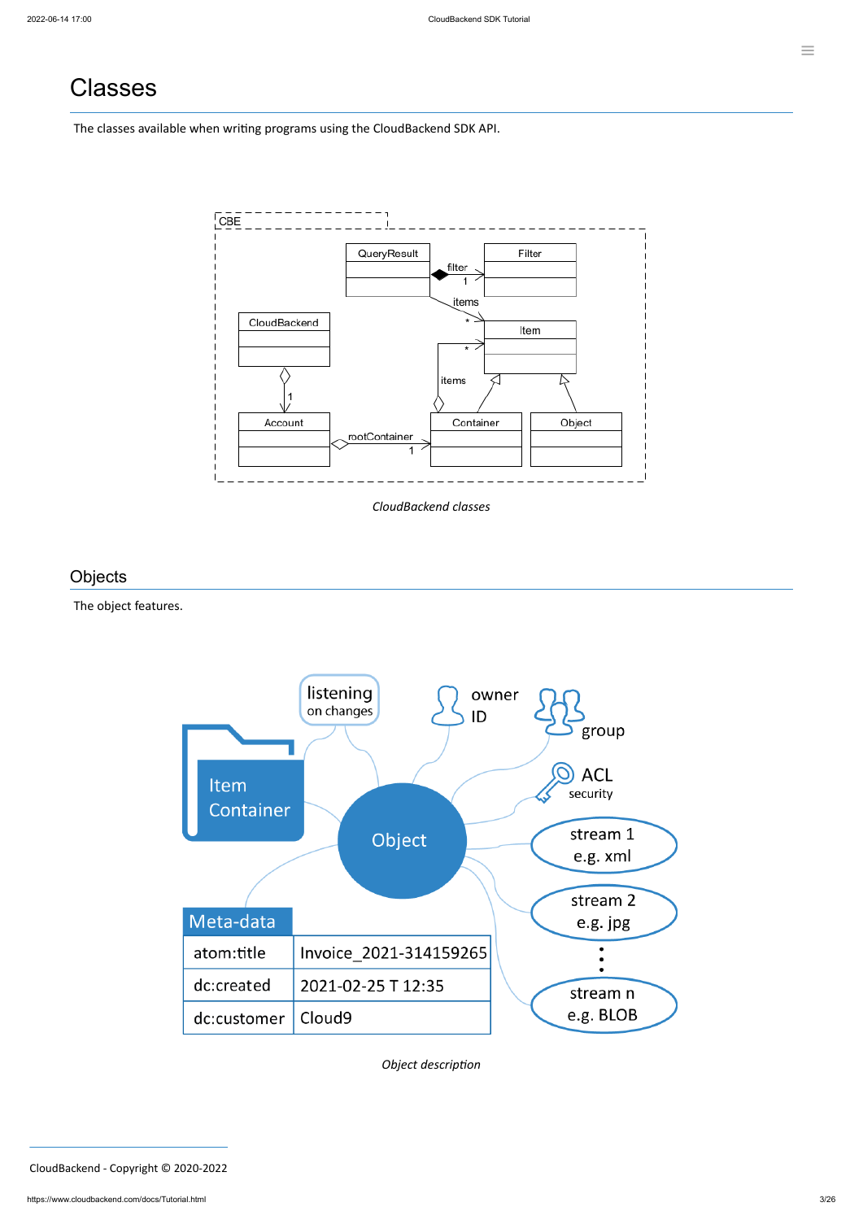# Classes

The classes available when writing programs using the CloudBackend SDK API.

*CloudBackend classes*

## Objects

The object features.

*Object description*

CloudBackend - Copyright © 2020-2022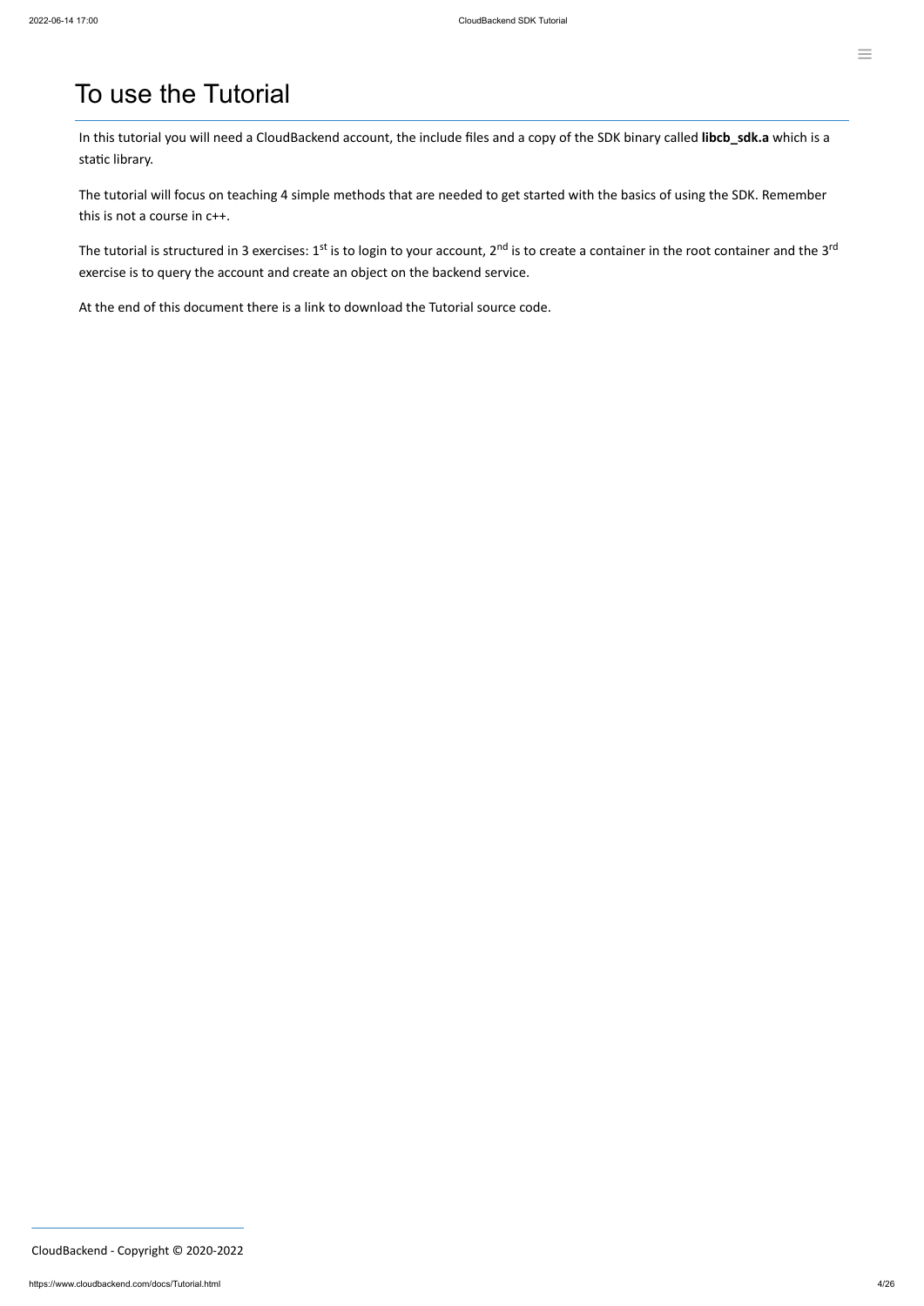# To use the Tutorial

In this tutorial you will need a CloudBackend account, the include files and a copy of the SDK binary called **libcb_sdk.a** which is a static library.

The tutorial will focus on teaching 4 simple methods that are needed to get started with the basics of using the SDK. Remember this is not a course in c++.

The tutorial is structured in 3 exercises: 1st is to login to your account, 2nd is to create a container in the root container and the 3rd exercise is to query the account and create an object on the backend service.

At the end of this document there is a link to download the Tutorial source code.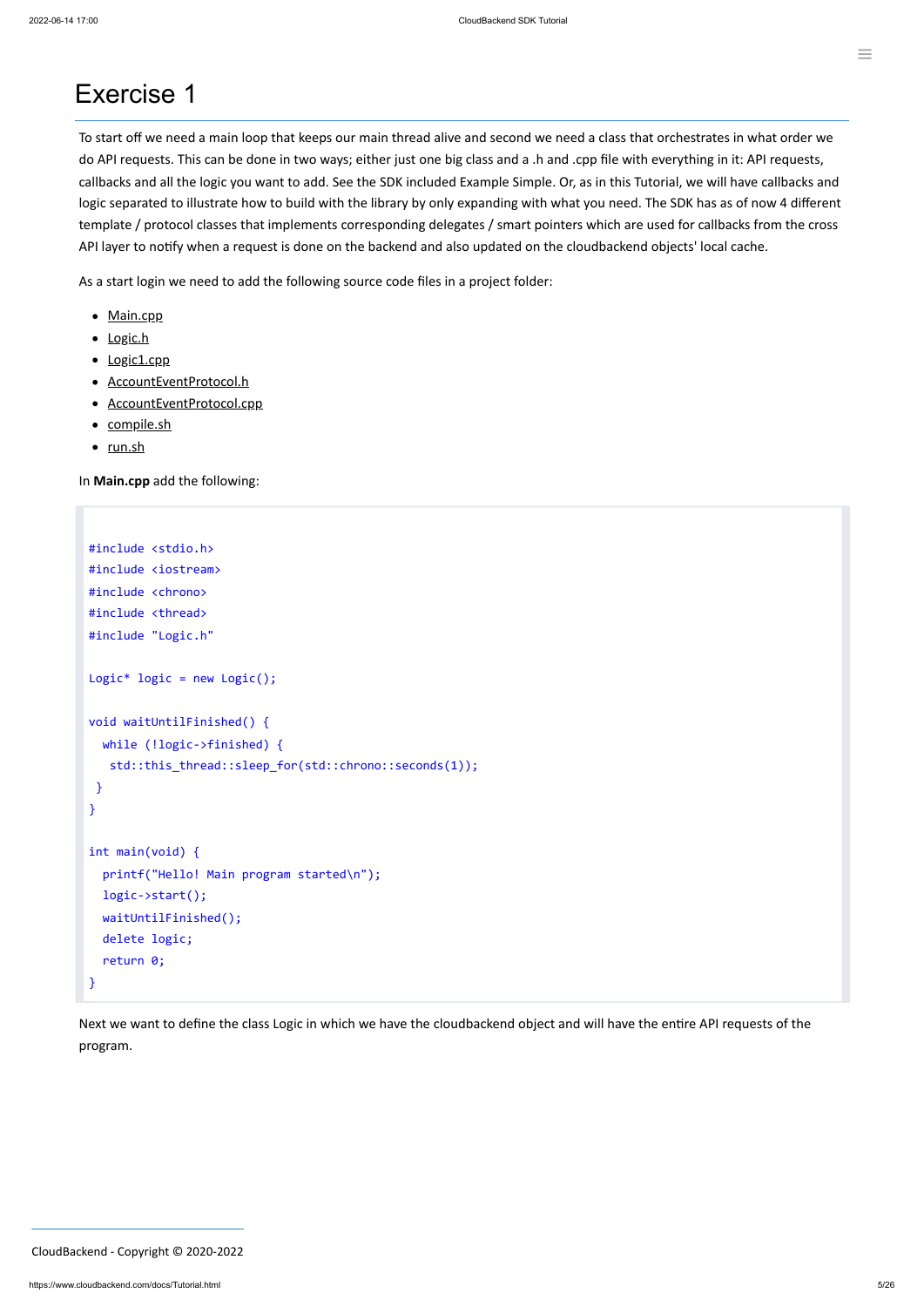# Exercise 1

To start off we need a main loop that keeps our main thread alive and second we need a class that orchestrates in what order we do API requests. This can be done in two ways; either just one big class and a .h and .cpp file with everything in it: API requests, callbacks and all the logic you want to add. See the SDK included Example Simple. Or, as in this Tutorial, we will have callbacks and logic separated to illustrate how to build with the library by only expanding with what you need. The SDK has as of now 4 different template / protocol classes that implements corresponding delegates / smart pointers which are used for callbacks from the cross API layer to notify when a request is done on the backend and also updated on the cloudbackend objects' local cache.

As a start login we need to add the following source code files in a project folder:

- Main.cpp
- Logic.h
- Logic1.cpp
- AccountEventProtocol.h
- AccountEventProtocol.cpp
- compile.sh
- run.sh

In **Main.cpp** add the following:

```
#include <stdio.h>
#include <iostream>
#include <chrono>
#include <thread>
#include "Logic.h"

Logic* logic = new Logic();

void waitUntilFinished() {
  while (!logic->finished) {
    std::this_thread::sleep_for(std::chrono::seconds(1));
  }
}

int main(void) {
  printf("Hello! Main program started\n");
  logic->start();
  waitUntilFinished();
  delete logic;
  return 0;
}
```

Next we want to define the class Logic in which we have the cloudbackend object and will have the entire API requests of the program.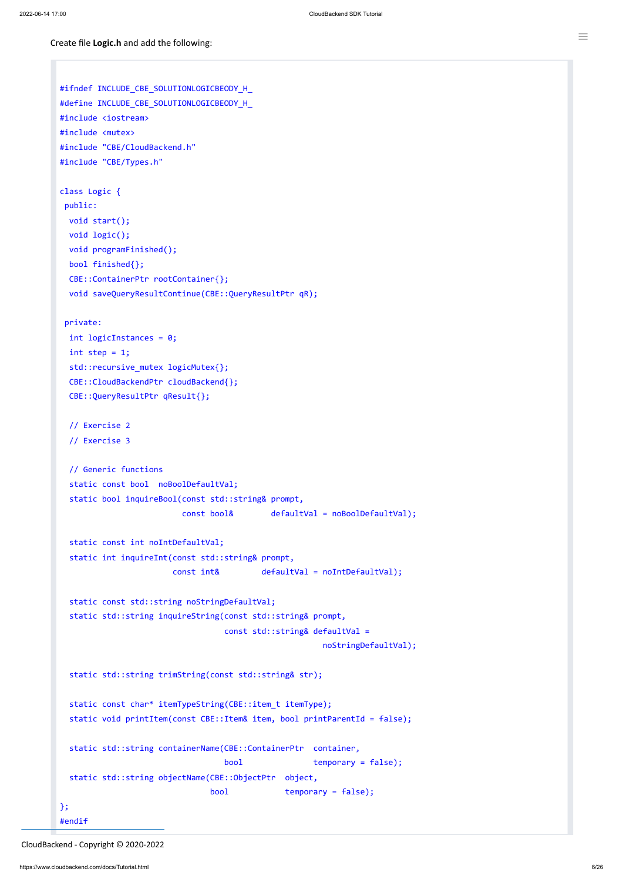Create file **Logic.h** and add the following:

```
#ifndef INCLUDE_CBE_SOLUTIONLOGICBEODY_H_
#define INCLUDE_CBE_SOLUTIONLOGICBEODY_H_
#include <iostream>
#include <mutex>
#include "CBE/CloudBackend.h"
#include "CBE/Types.h"

class Logic {
 public:
  void start();
  void logic();
  void programFinished();
  bool finished{};
  CBE::ContainerPtr rootContainer{};
  void saveQueryResultContinue(CBE::QueryResultPtr qR);

 private:
  int logicInstances = 0;
  int step = 1;
  std::recursive_mutex logicMutex{};
  CBE::CloudBackendPtr cloudBackend{};
  CBE::QueryResultPtr qResult{};

  // Exercise 2
  // Exercise 3

  // Generic functions
  static const bool  noBoolDefaultVal;
  static bool inquireBool(const std::string& prompt,
                          const bool&        defaultVal = noBoolDefaultVal);

  static const int noIntDefaultVal;
  static int inquireInt(const std::string& prompt,
                        const int&         defaultVal = noIntDefaultVal);

  static const std::string noStringDefaultVal;
  static std::string inquireString(const std::string& prompt,
                                   const std::string& defaultVal =
                                                      noStringDefaultVal);

  static std::string trimString(const std::string& str);

  static const char* itemTypeString(CBE::item_t itemType);
  static void printItem(const CBE::Item& item, bool printParentId = false);

  static std::string containerName(CBE::ContainerPtr  container,
                                   bool               temporary = false);
  static std::string objectName(CBE::ObjectPtr  object,
                                bool            temporary = false);
};
#endif
```

CloudBackend - Copyright © 2020-2022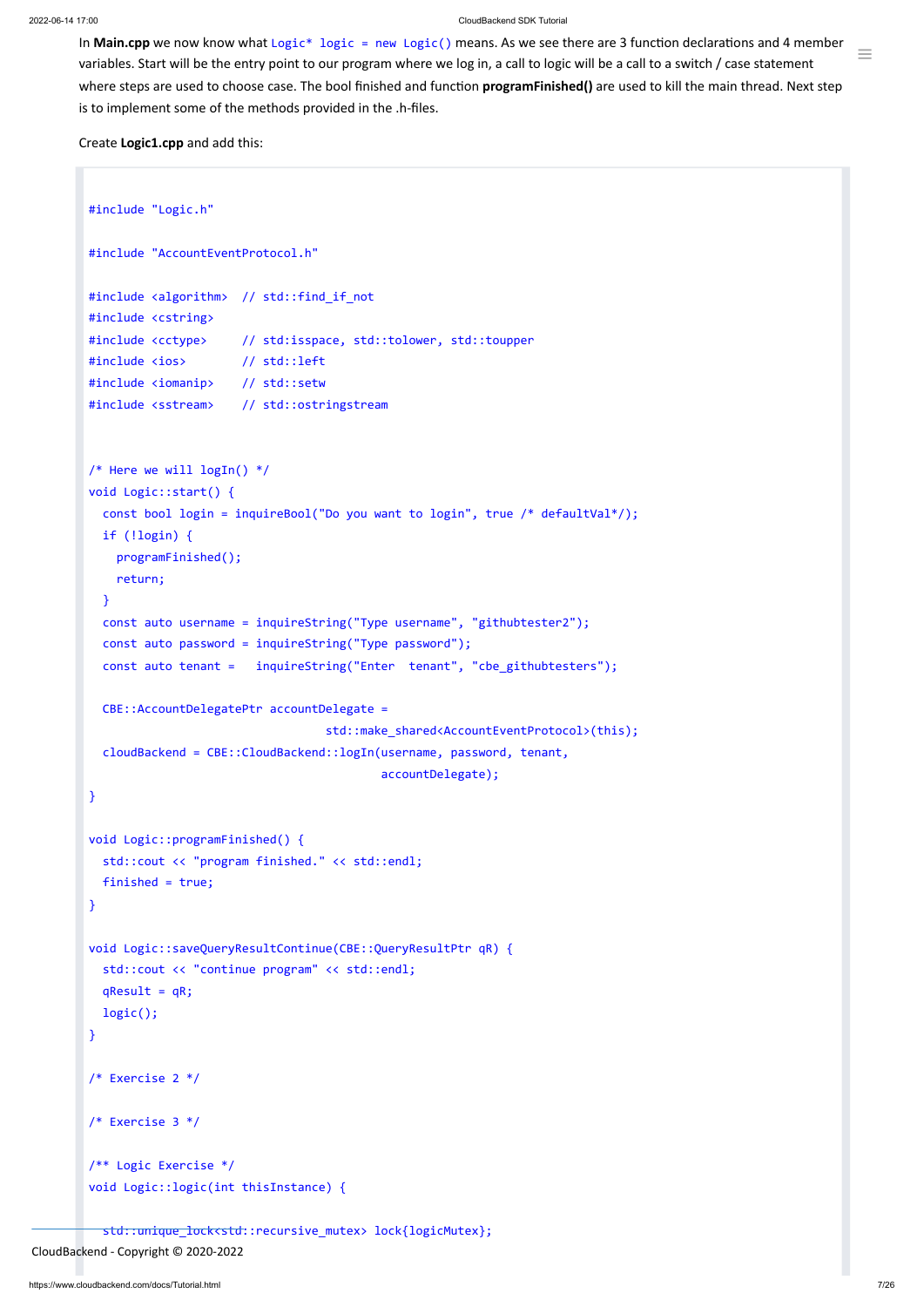In **Main.cpp** we now know what `Logic* logic = new Logic()` means. As we see there are 3 function declarations and 4 member variables. Start will be the entry point to our program where we log in, a call to logic will be a call to a switch / case statement where steps are used to choose case. The bool finished and function **programFinished()** are used to kill the main thread. Next step is to implement some of the methods provided in the .h-files.

Create **Logic1.cpp** and add this:

```
#include "Logic.h"

#include "AccountEventProtocol.h"

#include <algorithm>  // std::find_if_not
#include <cstring>
#include <cctype>     // std::isspace, std::tolower, std::toupper
#include <ios>        // std::left
#include <iomanip>    // std::setw
#include <sstream>    // std::ostringstream


/* Here we will logIn() */
void Logic::start() {
  const bool login = inquireBool("Do you want to login", true /* defaultVal*/);
  if (!login) {
    programFinished();
    return;
  }
  const auto username = inquireString("Type username", "githubtester2");
  const auto password = inquireString("Type password");
  const auto tenant =   inquireString("Enter  tenant", "cbe_githubtesters");

  CBE::AccountDelegatePtr accountDelegate =
                                std::make_shared<AccountEventProtocol>(this);
  cloudBackend = CBE::CloudBackend::logIn(username, password, tenant,
                                        accountDelegate);
}

void Logic::programFinished() {
  std::cout << "program finished." << std::endl;
  finished = true;
}

void Logic::saveQueryResultContinue(CBE::QueryResultPtr qR) {
  std::cout << "continue program" << std::endl;
  qResult = qR;
  logic();
}

/* Exercise 2 */

/* Exercise 3 */

/** Logic Exercise */
void Logic::logic(int thisInstance) {

  std::unique_lock<std::recursive_mutex> lock{logicMutex};
```

CloudBackend - Copyright © 2020-2022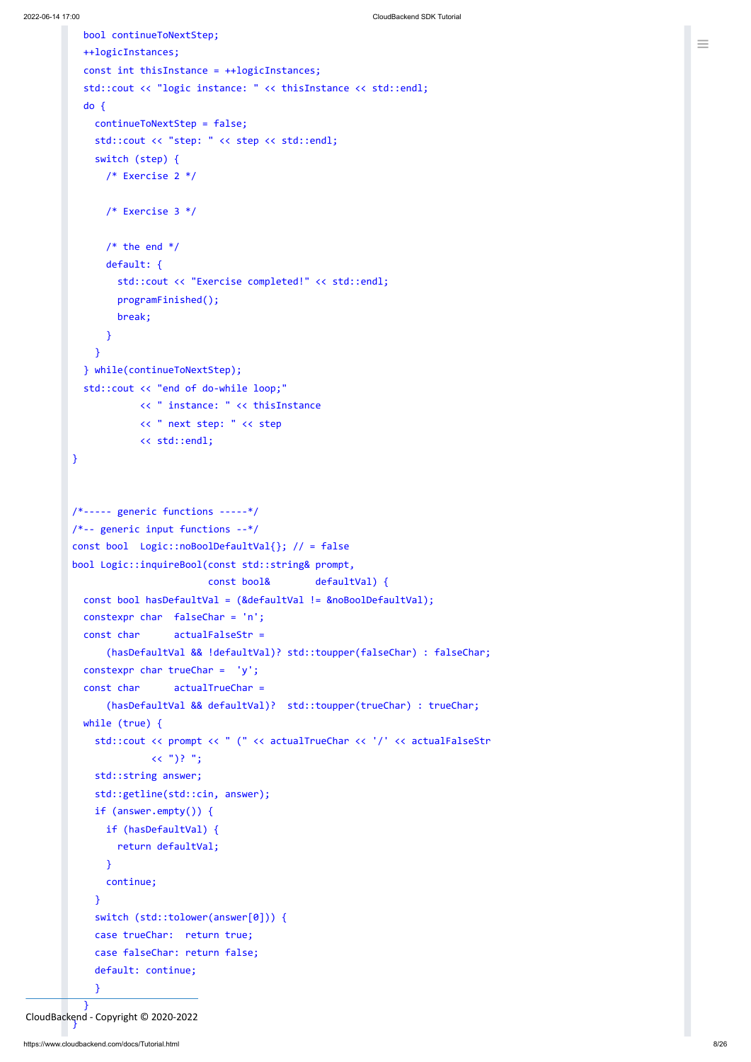```
  bool continueToNextStep;
  ++logicInstances;
  const int thisInstance = ++logicInstances;
  std::cout << "logic instance: " << thisInstance << std::endl;
  do {
    continueToNextStep = false;
    std::cout << "step: " << step << std::endl;
    switch (step) {
      /* Exercise 2 */

      /* Exercise 3 */

      /* the end */
      default: {
        std::cout << "Exercise completed!" << std::endl;
        programFinished();
        break;
      }
    }
  } while(continueToNextStep);
  std::cout << "end of do-while loop;"
            << " instance: " << thisInstance
            << " next step: " << step
            << std::endl;
}


/*----- generic functions -----*/
/*-- generic input functions --*/
const bool  Logic::noBoolDefaultVal{}; // = false
bool Logic::inquireBool(const std::string& prompt,
                        const bool&        defaultVal) {
  const bool hasDefaultVal = (&defaultVal != &noBoolDefaultVal);
  constexpr char  falseChar = 'n';
  const char      actualFalseStr =
    (hasDefaultVal && !defaultVal)? std::toupper(falseChar) : falseChar;
  constexpr char trueChar =  'y';
  const char      actualTrueChar =
    (hasDefaultVal && defaultVal)?  std::toupper(trueChar) : trueChar;
  while (true) {
    std::cout << prompt << " (" << actualTrueChar << '/' << actualFalseStr
              << ")? ";
    std::string answer;
    std::getline(std::cin, answer);
    if (answer.empty()) {
      if (hasDefaultVal) {
        return defaultVal;
      }
      continue;
    }
    switch (std::tolower(answer[0])) {
    case trueChar:  return true;
    case falseChar: return false;
    default: continue;
    }
  }
}
```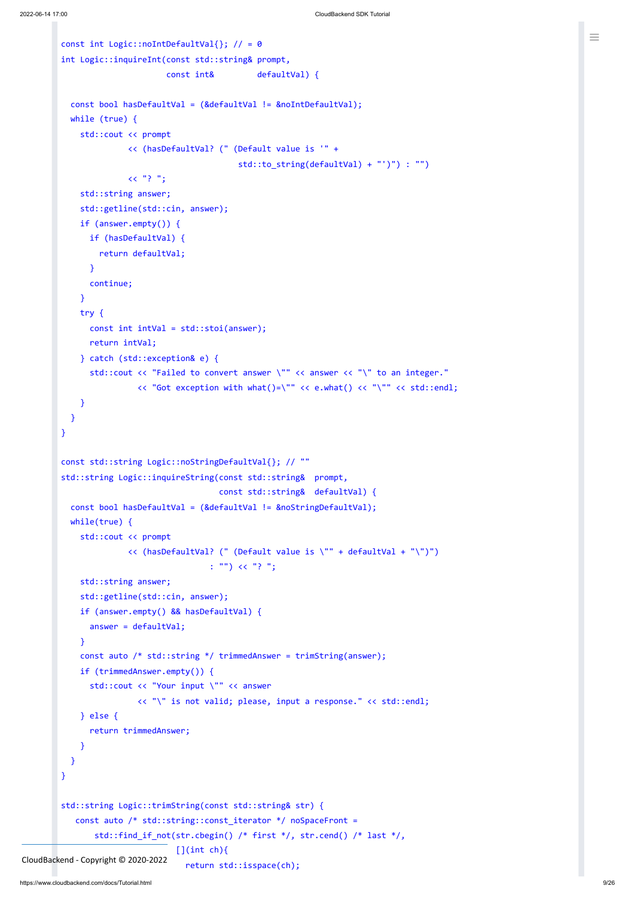```
const int Logic::noIntDefaultVal{}; // = 0
int Logic::inquireInt(const std::string& prompt,
                      const int&         defaultVal) {

  const bool hasDefaultVal = (&defaultVal != &noIntDefaultVal);
  while (true) {
    std::cout << prompt
              << (hasDefaultVal? (" (Default value is '" +
                                  std::to_string(defaultVal) + "')") : "")
              << "? ";
    std::string answer;
    std::getline(std::cin, answer);
    if (answer.empty()) {
      if (hasDefaultVal) {
        return defaultVal;
      }
      continue;
    }
    try {
      const int intVal = std::stoi(answer);
      return intVal;
    } catch (std::exception& e) {
      std::cout << "Failed to convert answer \"" << answer << "\" to an integer."
                << "Got exception with what()=\"" << e.what() << "\"" << std::endl;
    }
  }
}

const std::string Logic::noStringDefaultVal{}; // ""
std::string Logic::inquireString(const std::string&  prompt,
                                 const std::string&  defaultVal) {
  const bool hasDefaultVal = (&defaultVal != &noStringDefaultVal);
  while(true) {
    std::cout << prompt
              << (hasDefaultVal? (" (Default value is \"" + defaultVal + "\")")
                             : "") << "? ";
    std::string answer;
    std::getline(std::cin, answer);
    if (answer.empty() && hasDefaultVal) {
      answer = defaultVal;
    }
    const auto /* std::string */ trimmedAnswer = trimString(answer);
    if (trimmedAnswer.empty()) {
      std::cout << "Your input \"" << answer
                << "\" is not valid; please, input a response." << std::endl;
    } else {
      return trimmedAnswer;
    }
  }
}

std::string Logic::trimString(const std::string& str) {
   const auto /* std::string::const_iterator */ noSpaceFront =
       std::find_if_not(str.cbegin() /* first */, str.cend() /* last */,
                        [](int ch){
                          return std::isspace(ch);
```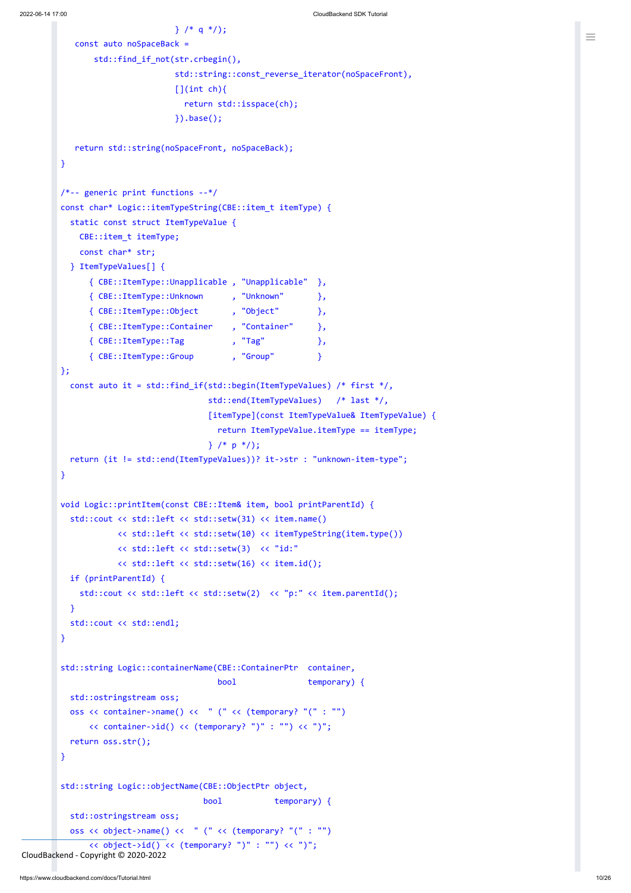```
                    } /* q */);
    const auto noSpaceBack =
        std::find_if_not(str.crbegin(),
                         std::string::const_reverse_iterator(noSpaceFront),
                         [](int ch){
                           return std::isspace(ch);
                         }).base();

    return std::string(noSpaceFront, noSpaceBack);
}

/*-- generic print functions --*/
const char* Logic::itemTypeString(CBE::item_t itemType) {
  static const struct ItemTypeValue {
    CBE::item_t itemType;
    const char* str;
  } ItemTypeValues[] {
      { CBE::ItemType::Unapplicable , "Unapplicable"  },
      { CBE::ItemType::Unknown      , "Unknown"       },
      { CBE::ItemType::Object       , "Object"        },
      { CBE::ItemType::Container    , "Container"     },
      { CBE::ItemType::Tag          , "Tag"           },
      { CBE::ItemType::Group        , "Group"         }
};
  const auto it = std::find_if(std::begin(ItemTypeValues) /* first */,
                               std::end(ItemTypeValues)   /* last */,
                               [itemType](const ItemTypeValue& ItemTypeValue) {
                                 return ItemTypeValue.itemType == itemType;
                               } /* p */);
  return (it != std::end(ItemTypeValues))? it->str : "unknown-item-type";
}

void Logic::printItem(const CBE::Item& item, bool printParentId) {
  std::cout << std::left << std::setw(31) << item.name()
            << std::left << std::setw(10) << itemTypeString(item.type())
            << std::left << std::setw(3)  << "id:"
            << std::left << std::setw(16) << item.id();
  if (printParentId) {
    std::cout << std::left << std::setw(2)  << "p:" << item.parentId();
  }
  std::cout << std::endl;
}

std::string Logic::containerName(CBE::ContainerPtr  container,
                                 bool               temporary) {
  std::ostringstream oss;
  oss << container->name() <<  " (" << (temporary? "(" : "")
      << container->id() << (temporary? ")" : "") << ")";
  return oss.str();
}

std::string Logic::objectName(CBE::ObjectPtr object,
                              bool           temporary) {
  std::ostringstream oss;
  oss << object->name() <<  " (" << (temporary? "(" : "")
      << object->id() << (temporary? ")" : "") << ")";
```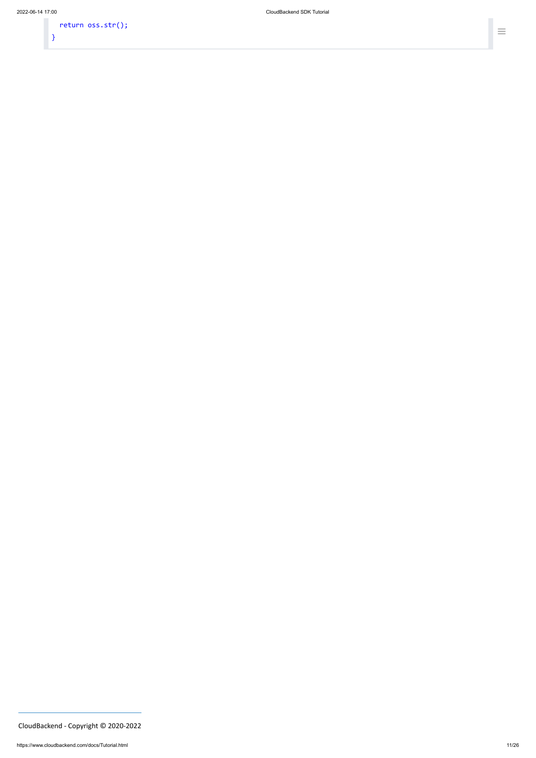```
  return oss.str();
}
```

CloudBackend - Copyright © 2020-2022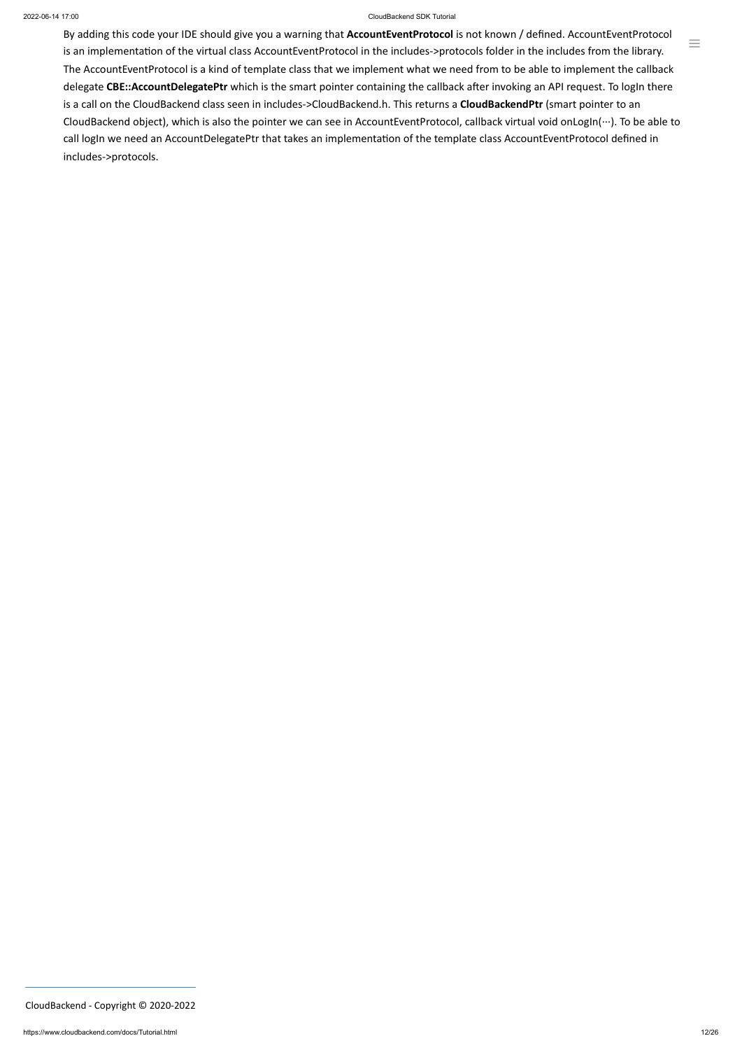By adding this code your IDE should give you a warning that **AccountEventProtocol** is not known / defined. AccountEventProtocol is an implementation of the virtual class AccountEventProtocol in the includes->protocols folder in the includes from the library. The AccountEventProtocol is a kind of template class that we implement what we need from to be able to implement the callback delegate **CBE::AccountDelegatePtr** which is the smart pointer containing the callback after invoking an API request. To logIn there is a call on the CloudBackend class seen in includes->CloudBackend.h. This returns a **CloudBackendPtr** (smart pointer to an CloudBackend object), which is also the pointer we can see in AccountEventProtocol, callback virtual void onLogIn(···). To be able to call logIn we need an AccountDelegatePtr that takes an implementation of the template class AccountEventProtocol defined in includes->protocols.

CloudBackend - Copyright © 2020-2022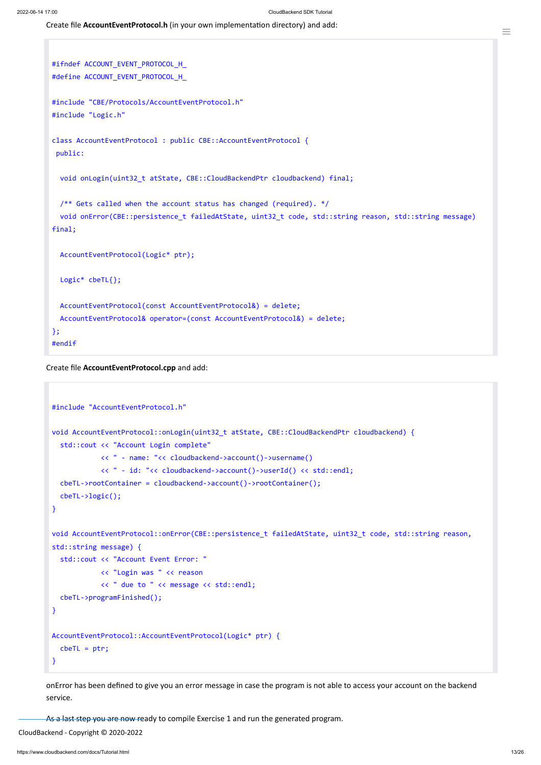Create file **AccountEventProtocol.h** (in your own implementation directory) and add:

```
#ifndef ACCOUNT_EVENT_PROTOCOL_H_
#define ACCOUNT_EVENT_PROTOCOL_H_

#include "CBE/Protocols/AccountEventProtocol.h"
#include "Logic.h"

class AccountEventProtocol : public CBE::AccountEventProtocol {
 public:

  void onLogin(uint32_t atState, CBE::CloudBackendPtr cloudbackend) final;

  /** Gets called when the account status has changed (required). */
  void onError(CBE::persistence_t failedAtState, uint32_t code, std::string reason, std::string message)
final;

  AccountEventProtocol(Logic* ptr);

  Logic* cbeTL{};

  AccountEventProtocol(const AccountEventProtocol&) = delete;
  AccountEventProtocol& operator=(const AccountEventProtocol&) = delete;
};
#endif
```

Create file **AccountEventProtocol.cpp** and add:

```
#include "AccountEventProtocol.h"

void AccountEventProtocol::onLogin(uint32_t atState, CBE::CloudBackendPtr cloudbackend) {
  std::cout << "Account Login complete"
            << " - name: "<< cloudbackend->account()->username()
            << " - id: "<< cloudbackend->account()->userId() << std::endl;
  cbeTL->rootContainer = cloudbackend->account()->rootContainer();
  cbeTL->logic();
}

void AccountEventProtocol::onError(CBE::persistence_t failedAtState, uint32_t code, std::string reason,
std::string message) {
  std::cout << "Account Event Error: "
            << "Login was " << reason
            << " due to " << message << std::endl;
  cbeTL->programFinished();
}

AccountEventProtocol::AccountEventProtocol(Logic* ptr) {
  cbeTL = ptr;
}
```

onError has been defined to give you an error message in case the program is not able to access your account on the backend service.

As a last step you are now ready to compile Exercise 1 and run the generated program.

CloudBackend - Copyright © 2020-2022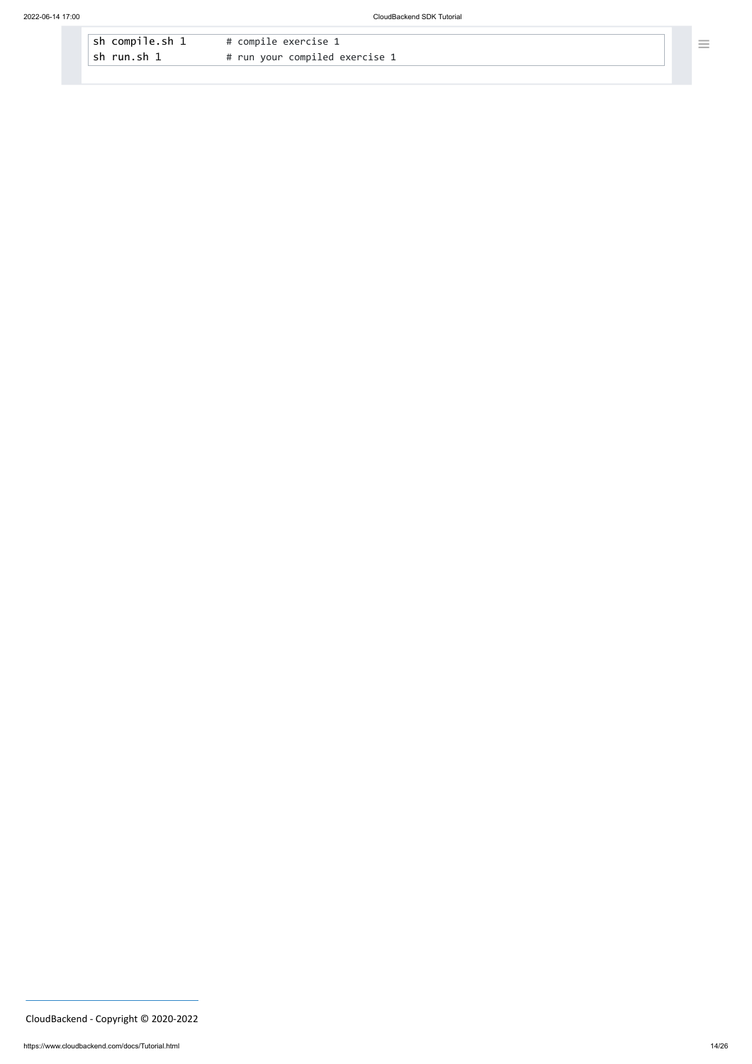```
sh compile.sh 1       # compile exercise 1
sh run.sh 1           # run your compiled exercise 1
```

CloudBackend - Copyright © 2020-2022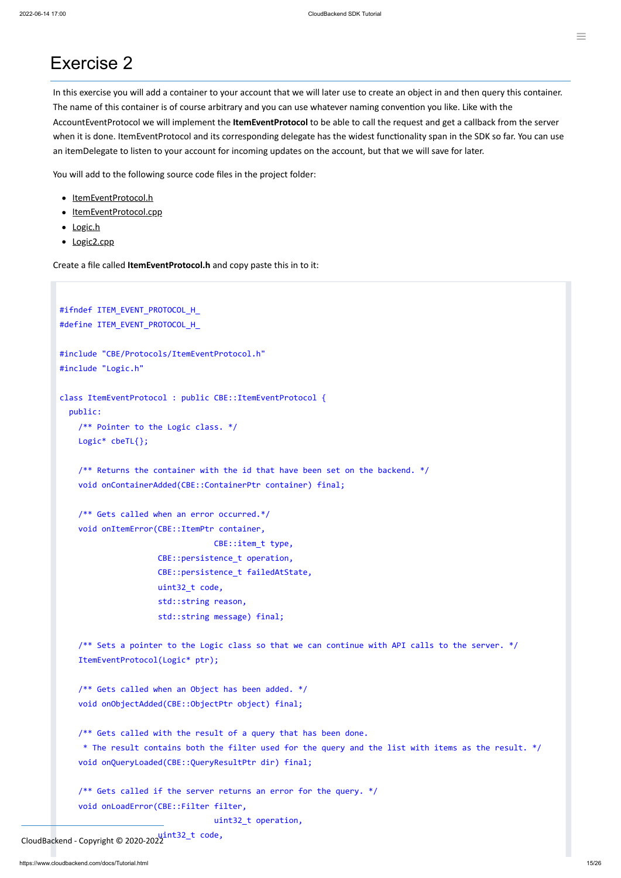# Exercise 2

In this exercise you will add a container to your account that we will later use to create an object in and then query this container. The name of this container is of course arbitrary and you can use whatever naming convention you like. Like with the AccountEventProtocol we will implement the **ItemEventProtocol** to be able to call the request and get a callback from the server when it is done. ItemEventProtocol and its corresponding delegate has the widest functionality span in the SDK so far. You can use an itemDelegate to listen to your account for incoming updates on the account, but that we will save for later.

You will add to the following source code files in the project folder:

- ItemEventProtocol.h
- ItemEventProtocol.cpp
- Logic.h
- Logic2.cpp

Create a file called **ItemEventProtocol.h** and copy paste this in to it:

```
#ifndef ITEM_EVENT_PROTOCOL_H_
#define ITEM_EVENT_PROTOCOL_H_

#include "CBE/Protocols/ItemEventProtocol.h"
#include "Logic.h"

class ItemEventProtocol : public CBE::ItemEventProtocol {
  public:
    /** Pointer to the Logic class. */
    Logic* cbeTL{};

    /** Returns the container with the id that have been set on the backend. */
    void onContainerAdded(CBE::ContainerPtr container) final;

    /** Gets called when an error occurred.*/
    void onItemError(CBE::ItemPtr container,
                            CBE::item_t type,
                     CBE::persistence_t operation,
                     CBE::persistence_t failedAtState,
                     uint32_t code,
                     std::string reason,
                     std::string message) final;

    /** Sets a pointer to the Logic class so that we can continue with API calls to the server. */
    ItemEventProtocol(Logic* ptr);

    /** Gets called when an Object has been added. */
    void onObjectAdded(CBE::ObjectPtr object) final;

    /** Gets called with the result of a query that has been done.
     * The result contains both the filter used for the query and the list with items as the result. */
    void onQueryLoaded(CBE::QueryResultPtr dir) final;

    /** Gets called if the server returns an error for the query. */
    void onLoadError(CBE::Filter filter,
                            uint32_t operation,
                     uint32_t code,
```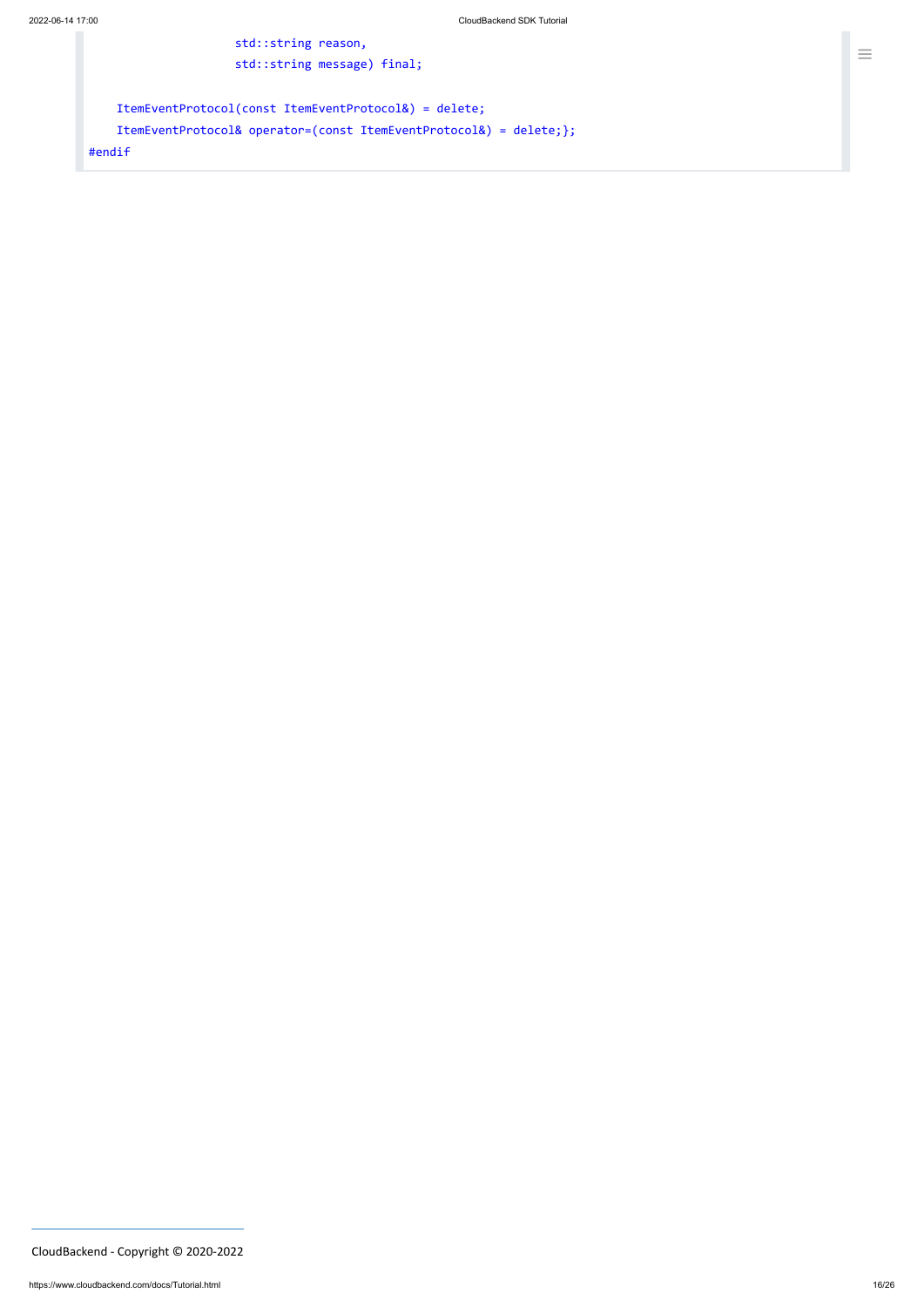```
                    std::string reason,
                    std::string message) final;

    ItemEventProtocol(const ItemEventProtocol&) = delete;
    ItemEventProtocol& operator=(const ItemEventProtocol&) = delete;};
#endif
```

CloudBackend - Copyright © 2020-2022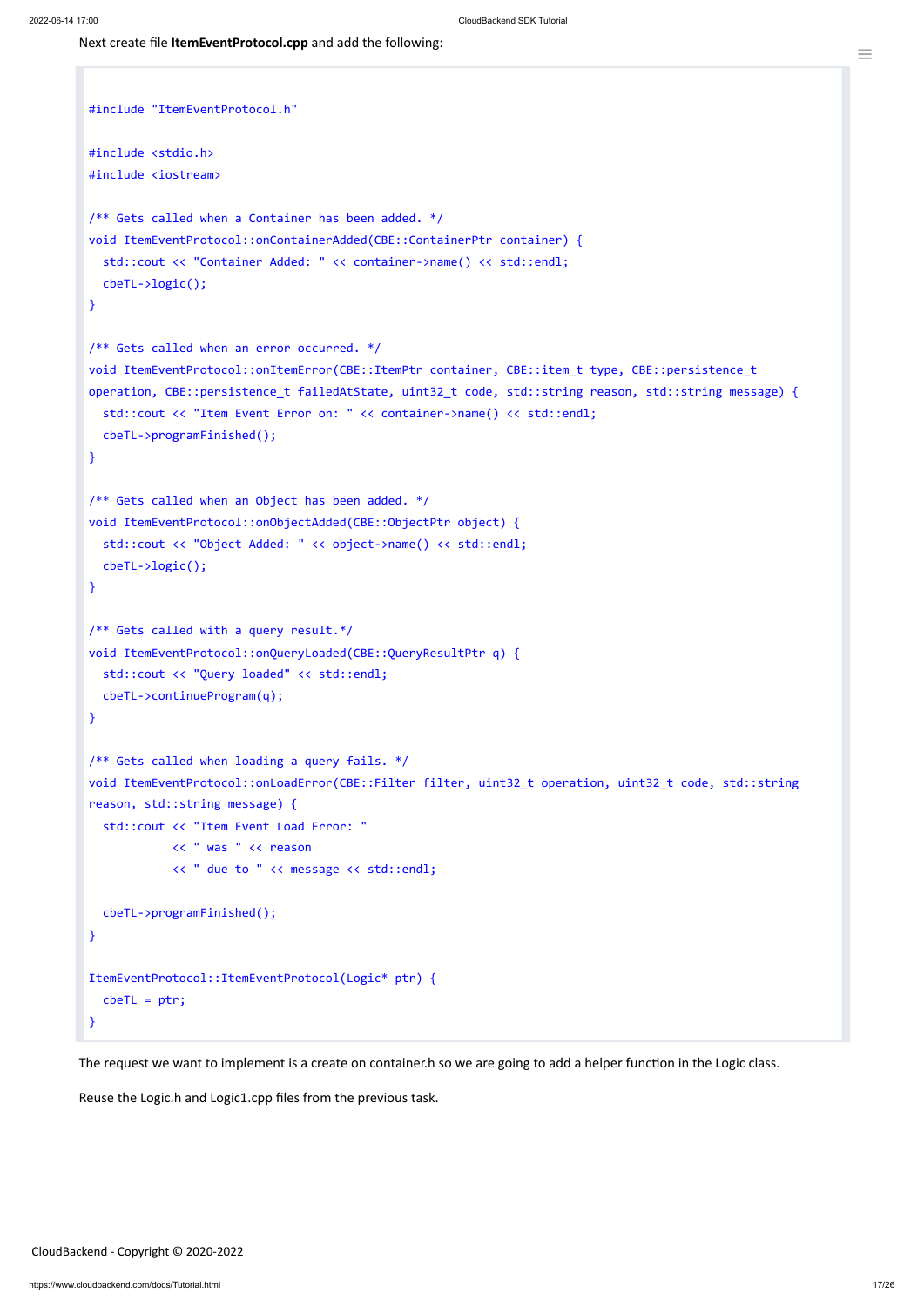Next create file **ItemEventProtocol.cpp** and add the following:

```
#include "ItemEventProtocol.h"

#include <stdio.h>
#include <iostream>

/** Gets called when a Container has been added. */
void ItemEventProtocol::onContainerAdded(CBE::ContainerPtr container) {
  std::cout << "Container Added: " << container->name() << std::endl;
  cbeTL->logic();
}

/** Gets called when an error occurred. */
void ItemEventProtocol::onItemError(CBE::ItemPtr container, CBE::item_t type, CBE::persistence_t
operation, CBE::persistence_t failedAtState, uint32_t code, std::string reason, std::string message) {
  std::cout << "Item Event Error on: " << container->name() << std::endl;
  cbeTL->programFinished();
}

/** Gets called when an Object has been added. */
void ItemEventProtocol::onObjectAdded(CBE::ObjectPtr object) {
  std::cout << "Object Added: " << object->name() << std::endl;
  cbeTL->logic();
}

/** Gets called with a query result.*/
void ItemEventProtocol::onQueryLoaded(CBE::QueryResultPtr q) {
  std::cout << "Query loaded" << std::endl;
  cbeTL->continueProgram(q);
}

/** Gets called when loading a query fails. */
void ItemEventProtocol::onLoadError(CBE::Filter filter, uint32_t operation, uint32_t code, std::string
reason, std::string message) {
  std::cout << "Item Event Load Error: "
            << " was " << reason
            << " due to " << message << std::endl;

  cbeTL->programFinished();
}

ItemEventProtocol::ItemEventProtocol(Logic* ptr) {
  cbeTL = ptr;
}
```

The request we want to implement is a create on container.h so we are going to add a helper function in the Logic class.

Reuse the Logic.h and Logic1.cpp files from the previous task.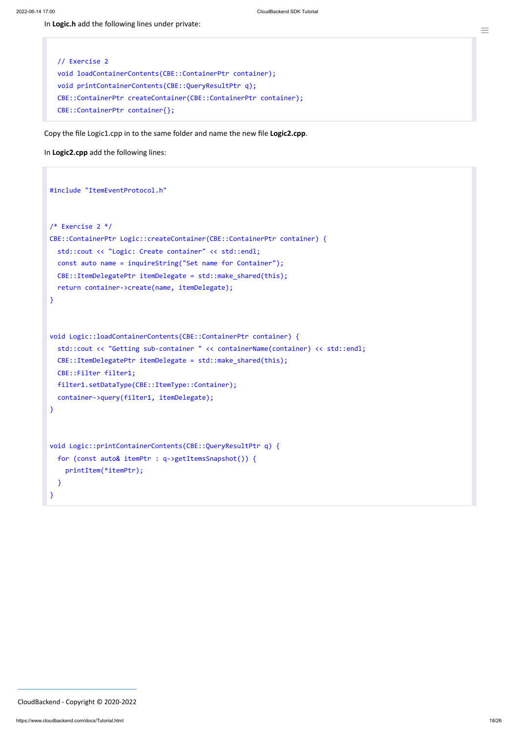In **Logic.h** add the following lines under private:

```
  // Exercise 2
  void loadContainerContents(CBE::ContainerPtr container);
  void printContainerContents(CBE::QueryResultPtr q);
  CBE::ContainerPtr createContainer(CBE::ContainerPtr container);
  CBE::ContainerPtr container{};
```

Copy the file Logic1.cpp in to the same folder and name the new file **Logic2.cpp**.

In **Logic2.cpp** add the following lines:

```
#include "ItemEventProtocol.h"


/* Exercise 2 */
CBE::ContainerPtr Logic::createContainer(CBE::ContainerPtr container) {
  std::cout << "Logic: Create container" << std::endl;
  const auto name = inquireString("Set name for Container");
  CBE::ItemDelegatePtr itemDelegate = std::make_shared(this);
  return container->create(name, itemDelegate);
}


void Logic::loadContainerContents(CBE::ContainerPtr container) {
  std::cout << "Getting sub-container " << containerName(container) << std::endl;
  CBE::ItemDelegatePtr itemDelegate = std::make_shared(this);
  CBE::Filter filter1;
  filter1.setDataType(CBE::ItemType::Container);
  container->query(filter1, itemDelegate);
}


void Logic::printContainerContents(CBE::QueryResultPtr q) {
  for (const auto& itemPtr : q->getItemsSnapshot()) {
    printItem(*itemPtr);
  }
}
```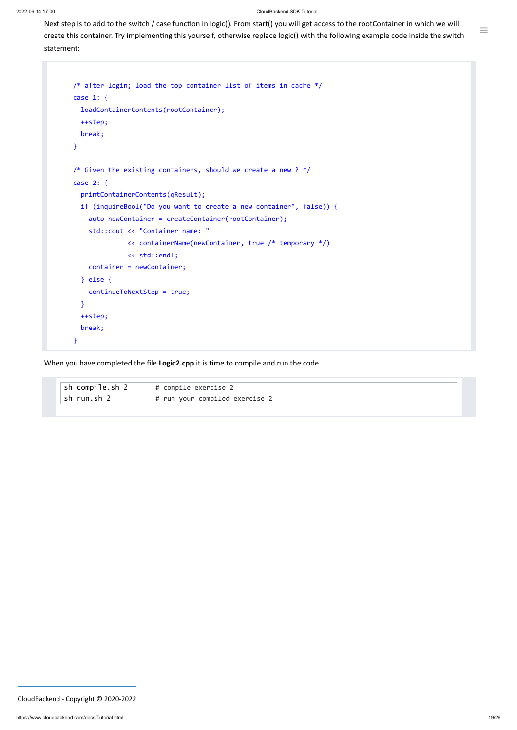Next step is to add to the switch / case function in logic(). From start() you will get access to the rootContainer in which we will create this container. Try implementing this yourself, otherwise replace logic() with the following example code inside the switch statement:

```
/* after login; load the top container list of items in cache */
case 1: {
  loadContainerContents(rootContainer);
  ++step;
  break;
}

/* Given the existing containers, should we create a new ? */
case 2: {
  printContainerContents(qResult);
  if (inquireBool("Do you want to create a new container", false)) {
    auto newContainer = createContainer(rootContainer);
    std::cout << "Container name: "
              << containerName(newContainer, true /* temporary */)
              << std::endl;
    container = newContainer;
  } else {
    continueToNextStep = true;
  }
  ++step;
  break;
}
```

When you have completed the file **Logic2.cpp** it is time to compile and run the code.

```
sh compile.sh 2        # compile exercise 2
sh run.sh 2            # run your compiled exercise 2
```

CloudBackend - Copyright © 2020-2022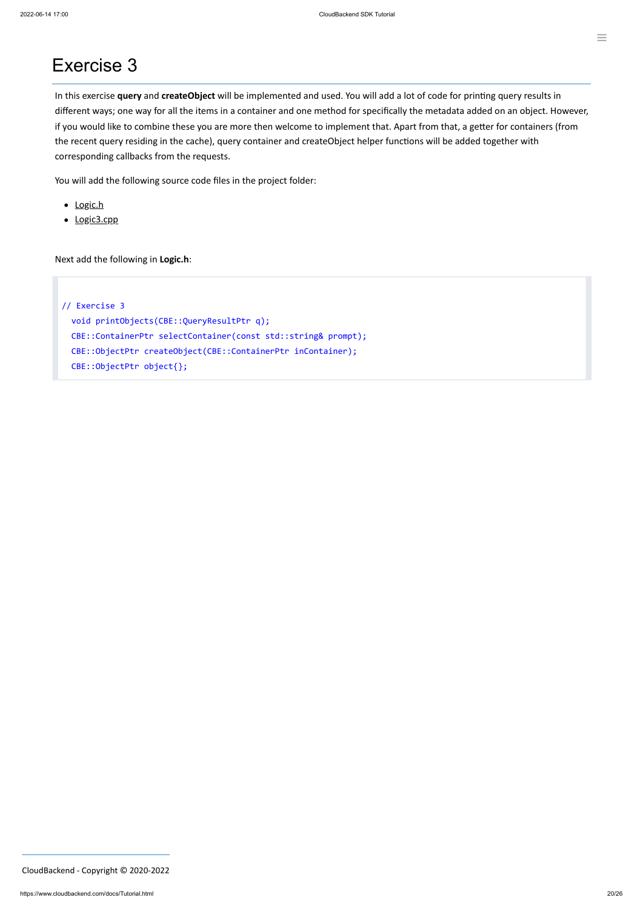# Exercise 3

In this exercise **query** and **createObject** will be implemented and used. You will add a lot of code for printing query results in different ways; one way for all the items in a container and one method for specifically the metadata added on an object. However, if you would like to combine these you are more then welcome to implement that. Apart from that, a getter for containers (from the recent query residing in the cache), query container and createObject helper functions will be added together with corresponding callbacks from the requests.

You will add the following source code files in the project folder:

- Logic.h
- Logic3.cpp

Next add the following in **Logic.h**:

```
// Exercise 3
  void printObjects(CBE::QueryResultPtr q);
  CBE::ContainerPtr selectContainer(const std::string& prompt);
  CBE::ObjectPtr createObject(CBE::ContainerPtr inContainer);
  CBE::ObjectPtr object{};
```

CloudBackend - Copyright © 2020-2022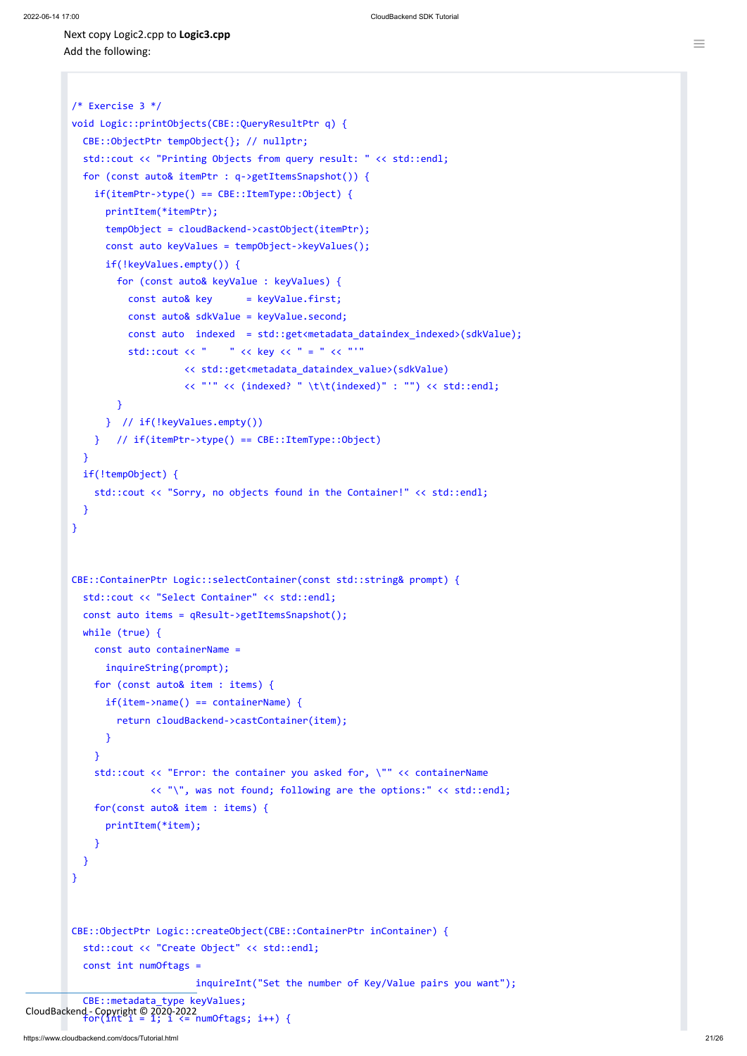Next copy Logic2.cpp to **Logic3.cpp**
Add the following:

```
/* Exercise 3 */
void Logic::printObjects(CBE::QueryResultPtr q) {
  CBE::ObjectPtr tempObject{}; // nullptr;
  std::cout << "Printing Objects from query result: " << std::endl;
  for (const auto& itemPtr : q->getItemsSnapshot()) {
    if(itemPtr->type() == CBE::ItemType::Object) {
      printItem(*itemPtr);
      tempObject = cloudBackend->castObject(itemPtr);
      const auto keyValues = tempObject->keyValues();
      if(!keyValues.empty()) {
        for (const auto& keyValue : keyValues) {
          const auto& key      = keyValue.first;
          const auto& sdkValue = keyValue.second;
          const auto  indexed  = std::get<metadata_dataindex_indexed>(sdkValue);
          std::cout << "    " << key << " = " << "'"
                    << std::get<metadata_dataindex_value>(sdkValue)
                    << "'" << (indexed? " \t\t(indexed)" : "") << std::endl;
        }
      }  // if(!keyValues.empty())
    }   // if(itemPtr->type() == CBE::ItemType::Object)
  }
  if(!tempObject) {
    std::cout << "Sorry, no objects found in the Container!" << std::endl;
  }
}


CBE::ContainerPtr Logic::selectContainer(const std::string& prompt) {
  std::cout << "Select Container" << std::endl;
  const auto items = qResult->getItemsSnapshot();
  while (true) {
    const auto containerName =
      inquireString(prompt);
    for (const auto& item : items) {
      if(item->name() == containerName) {
        return cloudBackend->castContainer(item);
      }
    }
    std::cout << "Error: the container you asked for, \"" << containerName
           << "\", was not found; following are the options:" << std::endl;
    for(const auto& item : items) {
      printItem(*item);
    }
  }
}


CBE::ObjectPtr Logic::createObject(CBE::ContainerPtr inContainer) {
  std::cout << "Create Object" << std::endl;
  const int numOftags =
                      inquireInt("Set the number of Key/Value pairs you want");
  CBE::metadata_type keyValues;
  for(int i = 1; i <= numOftags; i++) {
```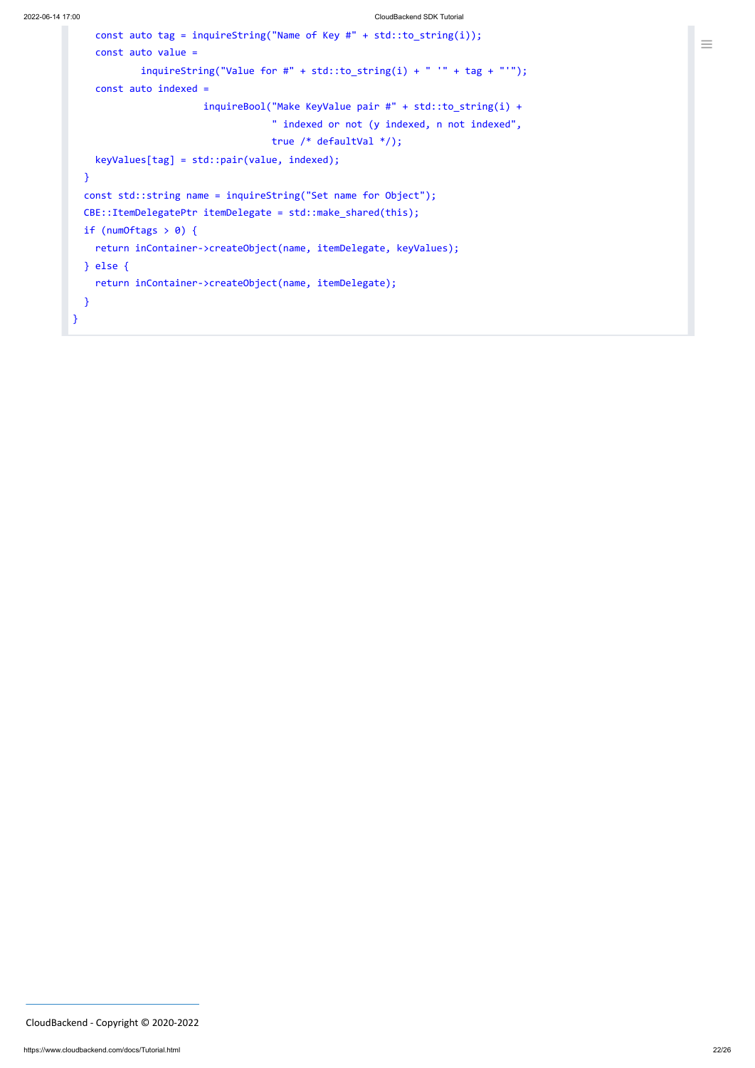```
    const auto tag = inquireString("Name of Key #" + std::to_string(i));
    const auto value =
            inquireString("Value for #" + std::to_string(i) + " '" + tag + "'");
    const auto indexed =
                       inquireBool("Make KeyValue pair #" + std::to_string(i) +
                                   " indexed or not (y indexed, n not indexed",
                                   true /* defaultVal */);
    keyValues[tag] = std::pair(value, indexed);
  }
  const std::string name = inquireString("Set name for Object");
  CBE::ItemDelegatePtr itemDelegate = std::make_shared(this);
  if (numOftags > 0) {
    return inContainer->createObject(name, itemDelegate, keyValues);
  } else {
    return inContainer->createObject(name, itemDelegate);
  }
}
```

CloudBackend - Copyright © 2020-2022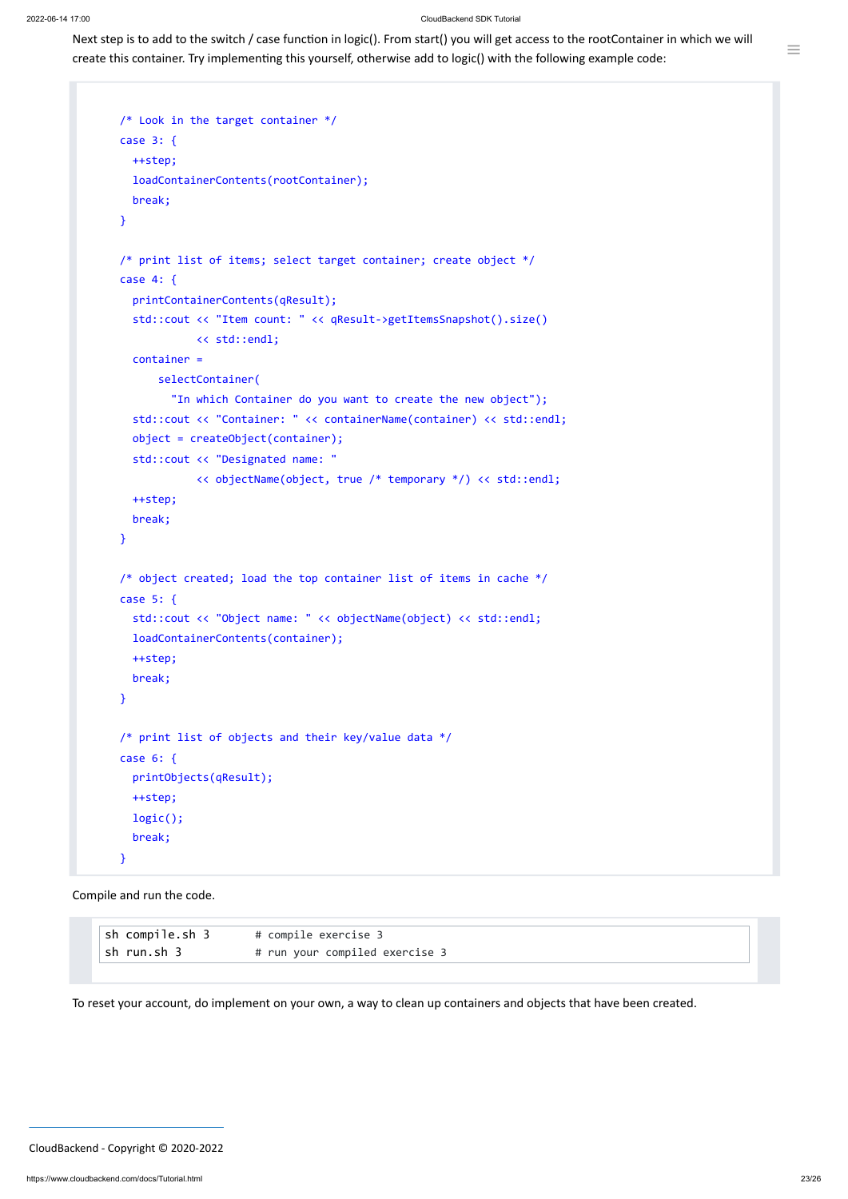Next step is to add to the switch / case function in logic(). From start() you will get access to the rootContainer in which we will create this container. Try implementing this yourself, otherwise add to logic() with the following example code:

```
/* Look in the target container */
case 3: {
  ++step;
  loadContainerContents(rootContainer);
  break;
}

/* print list of items; select target container; create object */
case 4: {
  printContainerContents(qResult);
  std::cout << "Item count: " << qResult->getItemsSnapshot().size()
            << std::endl;
  container =
      selectContainer(
        "In which Container do you want to create the new object");
  std::cout << "Container: " << containerName(container) << std::endl;
  object = createObject(container);
  std::cout << "Designated name: "
            << objectName(object, true /* temporary */) << std::endl;
  ++step;
  break;
}

/* object created; load the top container list of items in cache */
case 5: {
  std::cout << "Object name: " << objectName(object) << std::endl;
  loadContainerContents(container);
  ++step;
  break;
}

/* print list of objects and their key/value data */
case 6: {
  printObjects(qResult);
  ++step;
  logic();
  break;
}
```

Compile and run the code.

```
sh compile.sh 3       # compile exercise 3
sh run.sh 3           # run your compiled exercise 3
```

To reset your account, do implement on your own, a way to clean up containers and objects that have been created.

CloudBackend - Copyright © 2020-2022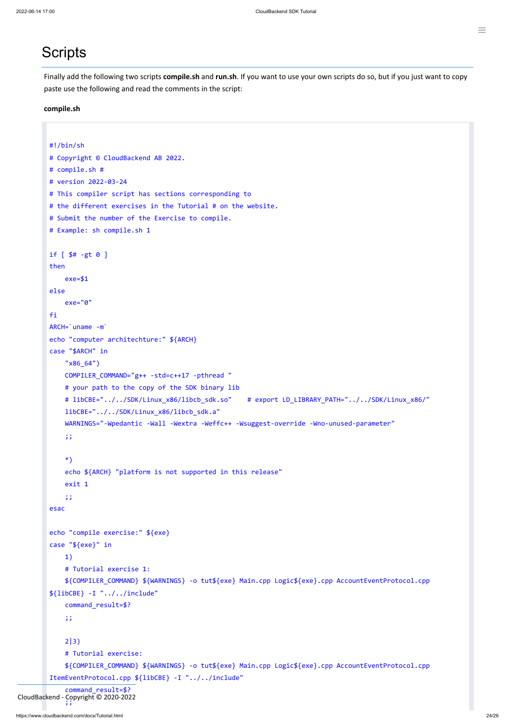# Scripts

Finally add the following two scripts **compile.sh** and **run.sh**. If you want to use your own scripts do so, but if you just want to copy paste use the following and read the comments in the script:

**compile.sh**

```
#!/bin/sh
# Copyright © CloudBackend AB 2022.
# compile.sh #
# version 2022-03-24
# This compiler script has sections corresponding to
# the different exercises in the Tutorial # on the website.
# Submit the number of the Exercise to compile.
# Example: sh compile.sh 1

if [ $# -gt 0 ]
then
    exe=$1
else
    exe="0"
fi
ARCH=`uname -m`
echo "computer architechture:" ${ARCH}
case "$ARCH" in
    "x86_64")
    COMPILER_COMMAND="g++ -std=c++17 -pthread "
    # your path to the copy of the SDK binary lib
    # libCBE="../../SDK/Linux_x86/libcb_sdk.so"    # export LD_LIBRARY_PATH="../../SDK/Linux_x86/"
    libCBE="../../SDK/Linux_x86/libcb_sdk.a"
    WARNINGS="-Wpedantic -Wall -Wextra -Weffc++ -Wsuggest-override -Wno-unused-parameter"
    ;;

    *)
    echo ${ARCH} "platform is not supported in this release"
    exit 1
    ;;
esac

echo "compile exercise:" ${exe}
case "${exe}" in
    1)
    # Tutorial exercise 1:
    ${COMPILER_COMMAND} ${WARNINGS} -o tut${exe} Main.cpp Logic${exe}.cpp AccountEventProtocol.cpp
${libCBE} -I "../../include"
    command_result=$?
    ;;

    2|3)
    # Tutorial exercise:
    ${COMPILER_COMMAND} ${WARNINGS} -o tut${exe} Main.cpp Logic${exe}.cpp AccountEventProtocol.cpp
ItemEventProtocol.cpp ${libCBE} -I "../../include"
    command_result=$?
    ;;
```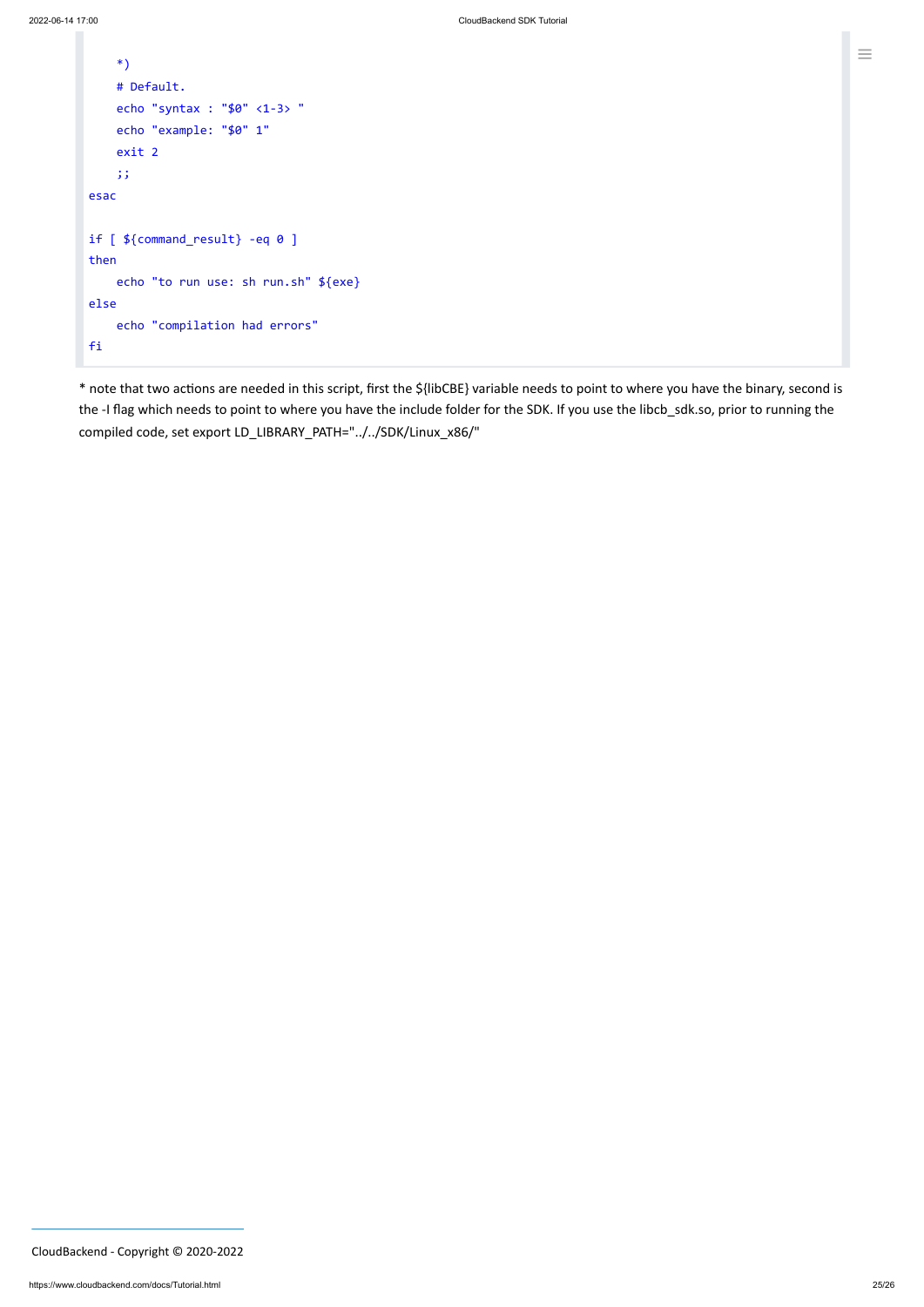```
    *)
    # Default.
    echo "syntax : "$0" <1-3> "
    echo "example: "$0" 1"
    exit 2
    ;;
esac

if [ ${command_result} -eq 0 ]
then
    echo "to run use: sh run.sh" ${exe}
else
    echo "compilation had errors"
fi
```

* note that two actions are needed in this script, first the ${libCBE} variable needs to point to where you have the binary, second is the -I flag which needs to point to where you have the include folder for the SDK. If you use the libcb_sdk.so, prior to running the compiled code, set export LD_LIBRARY_PATH="../../SDK/Linux_x86/"

CloudBackend - Copyright © 2020-2022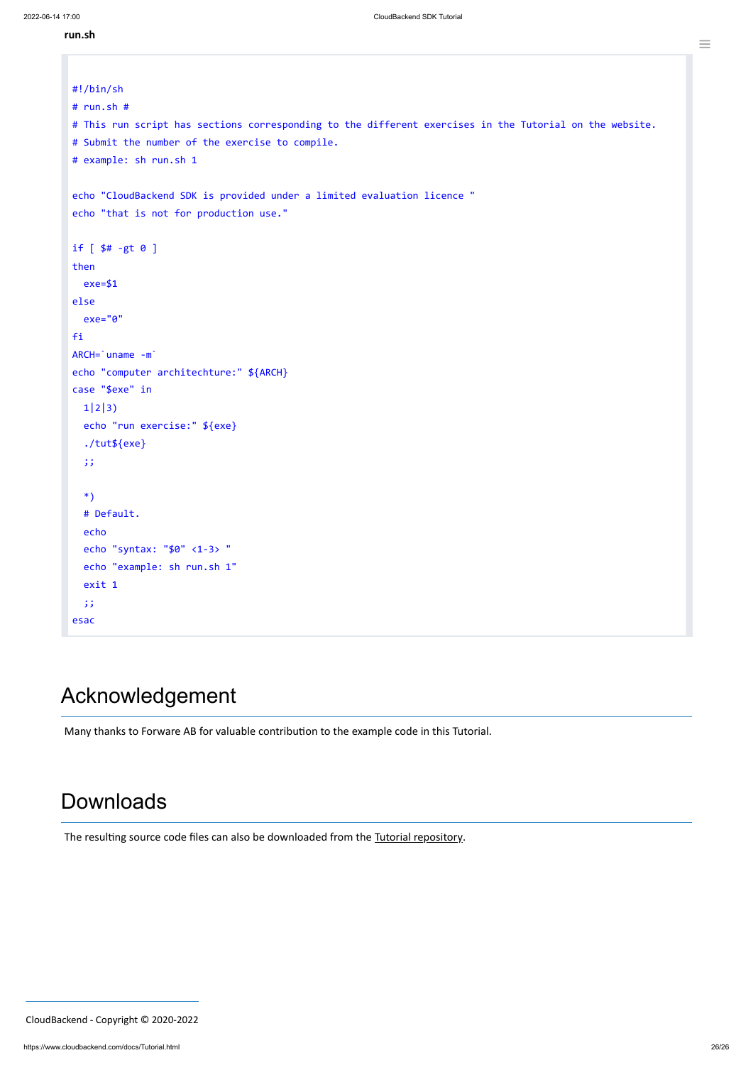**run.sh**

```
#!/bin/sh
# run.sh #
# This run script has sections corresponding to the different exercises in the Tutorial on the website.
# Submit the number of the exercise to compile.
# example: sh run.sh 1

echo "CloudBackend SDK is provided under a limited evaluation licence "
echo "that is not for production use."

if [ $# -gt 0 ]
then
  exe=$1
else
  exe="0"
fi
ARCH=`uname -m`
echo "computer architechture:" ${ARCH}
case "$exe" in
  1|2|3)
  echo "run exercise:" ${exe}
  ./tut${exe}
  ;;

  *)
  # Default.
  echo
  echo "syntax: "$0" <1-3> "
  echo "example: sh run.sh 1"
  exit 1
  ;;
esac
```

# Acknowledgement

Many thanks to Forware AB for valuable contribution to the example code in this Tutorial.

# Downloads

The resulting source code files can also be downloaded from the Tutorial repository.

CloudBackend - Copyright © 2020-2022